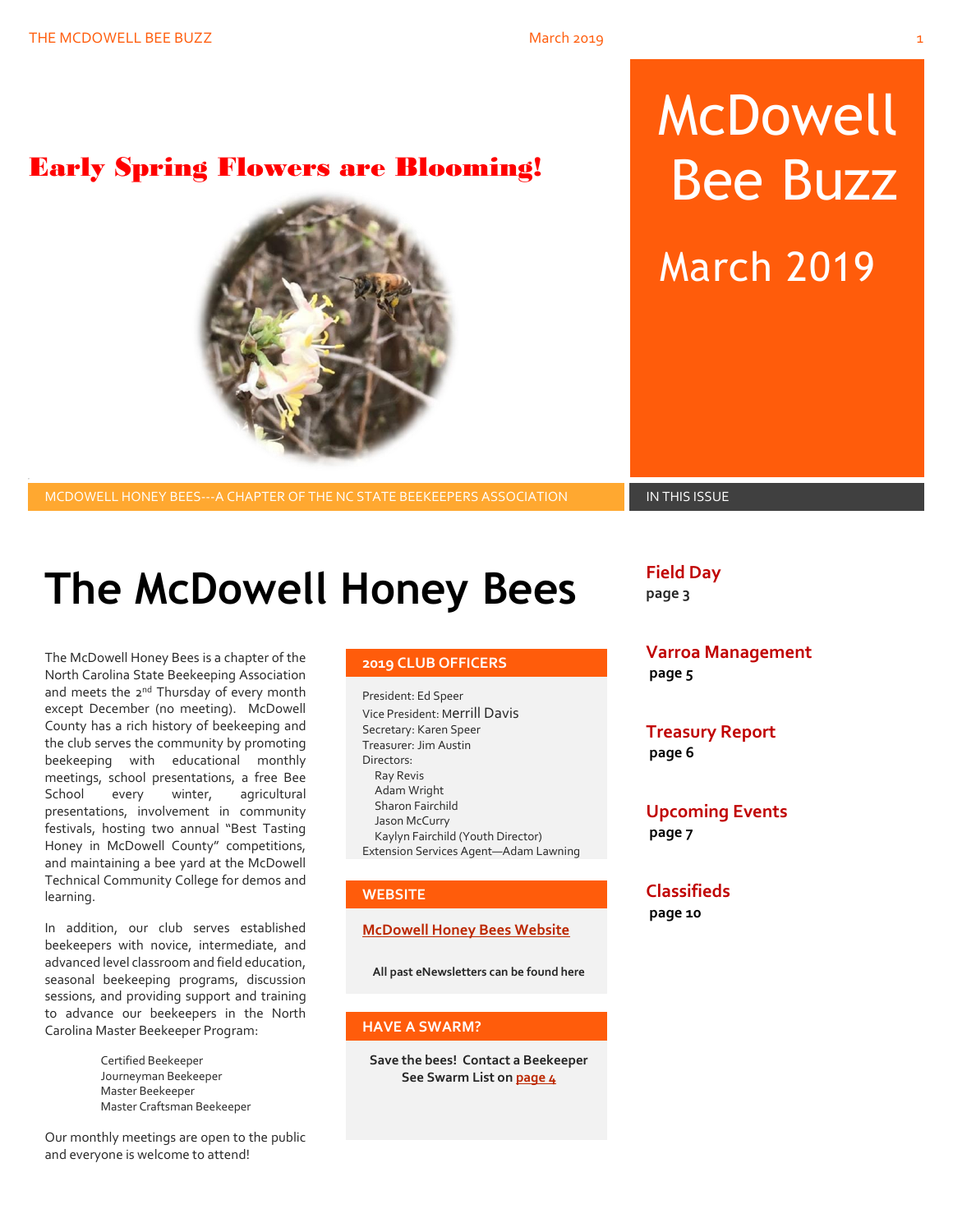# McDowell Bee Buzz

# March 2019

## Early Spring Flowers are Blooming!

MCDOWELL HONEY BEES---A CHAPTER OF THE NC STATE BEEKEEPERS ASSOCIATION

# The McDowell Honey Bees

The McDowell Honey Bees is a chapter of the North Carolina State Beekeeping Association and meets the 2nd Thursday of every month except December (no meeting). McDowell County has a rich history of beekeeping and the club serves the community by promoting beekeeping with educational monthly meetings, school presentations, a free Bee School every winter, agricultural presentations, involvement in community festivals, hosting two annual "Best Tasting Honey in McDowell County" competitions, and maintaining a bee yard at the McDowell Technical Community College for demos and learning.

In addition, our club serves established beekeepers with novice, intermediate, and advanced level classroom and field education, seasonal beekeeping programs, discussion sessions, and providing support and training to advance our beekeepers in the North Carolina Master Beekeeper Program:

- Certified Beekeeper
- Journeyman Beekeeper
- Master Beekeeper
- Master Craftsman Beekeeper

Our monthly meetings are open to the public and everyone is welcome to attend!

### 2019 CLUB OFFICERS

President: Ed Speer
Vice President: Merrill Davis
Secretary: Karen Speer
Treasurer: Jim Austin
Directors:
- Ray Revis
- Adam Wright
- Sharon Fairchild
- Jason McCurry
- Kaylyn Fairchild (Youth Director)

Extension Services Agent—Adam Lawning

### WEBSITE

McDowell Honey Bees Website

**All past eNewsletters can be found here**

### HAVE A SWARM?

**Save the bees! Contact a Beekeeper**
**See Swarm List on page 4**

### IN THIS ISSUE

**Field Day**
page 3

**Varroa Management**
page 5

**Treasury Report**
page 6

**Upcoming Events**
page 7

**Classifieds**
page 10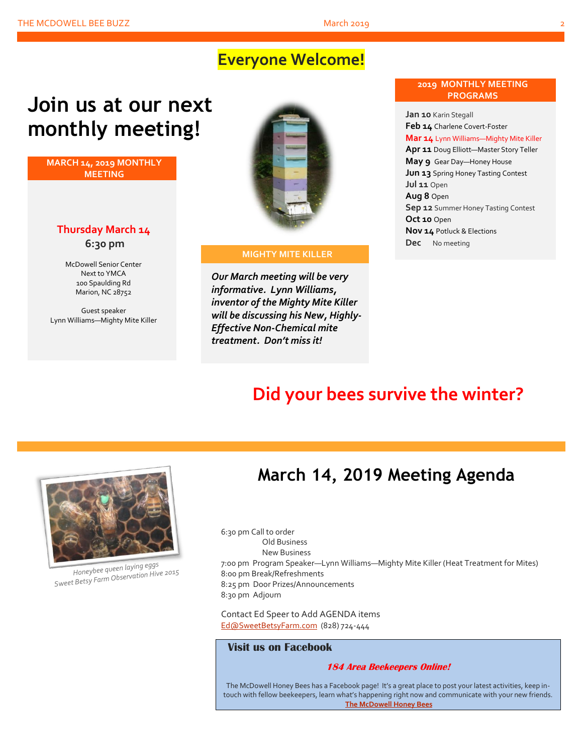**Everyone Welcome!**

# Join us at our next monthly meeting!

## MARCH 14, 2019 MONTHLY MEETING

**Thursday March 14**

**6:30 pm**

McDowell Senior Center
Next to YMCA
100 Spaulding Rd
Marion, NC 28752

Guest speaker
Lynn Williams—Mighty Mite Killer

## MIGHTY MITE KILLER

***Our March meeting will be very informative. Lynn Williams, inventor of the Mighty Mite Killer will be discussing his New, Highly-Effective Non-Chemical mite treatment. Don't miss it!***

## 2019 MONTHLY MEETING PROGRAMS

**Jan 10** Karin Stegall
**Feb 14** Charlene Covert-Foster
**Mar 14** Lynn Williams—Mighty Mite Killer
**Apr 11** Doug Elliott—Master Story Teller
**May 9** Gear Day—Honey House
**Jun 13** Spring Honey Tasting Contest
**Jul 11** Open
**Aug 8** Open
**Sep 12** Summer Honey Tasting Contest
**Oct 10** Open
**Nov 14** Potluck & Elections
**Dec** No meeting

# Did your bees survive the winter?

*Honeybee queen laying eggs*
*Sweet Betsy Farm Observation Hive 2015*

# March 14, 2019 Meeting Agenda

6:30 pm Call to order
Old Business
New Business
7:00 pm Program Speaker—Lynn Williams—Mighty Mite Killer (Heat Treatment for Mites)
8:00 pm Break/Refreshments
8:25 pm Door Prizes/Announcements
8:30 pm Adjourn

Contact Ed Speer to Add AGENDA items
Ed@SweetBetsyFarm.com (828) 724-444

## Visit us on Facebook

***184 Area Beekeepers Online!***

The McDowell Honey Bees has a Facebook page! It's a great place to post your latest activities, keep in-touch with fellow beekeepers, learn what's happening right now and communicate with your new friends.

**The McDowell Honey Bees**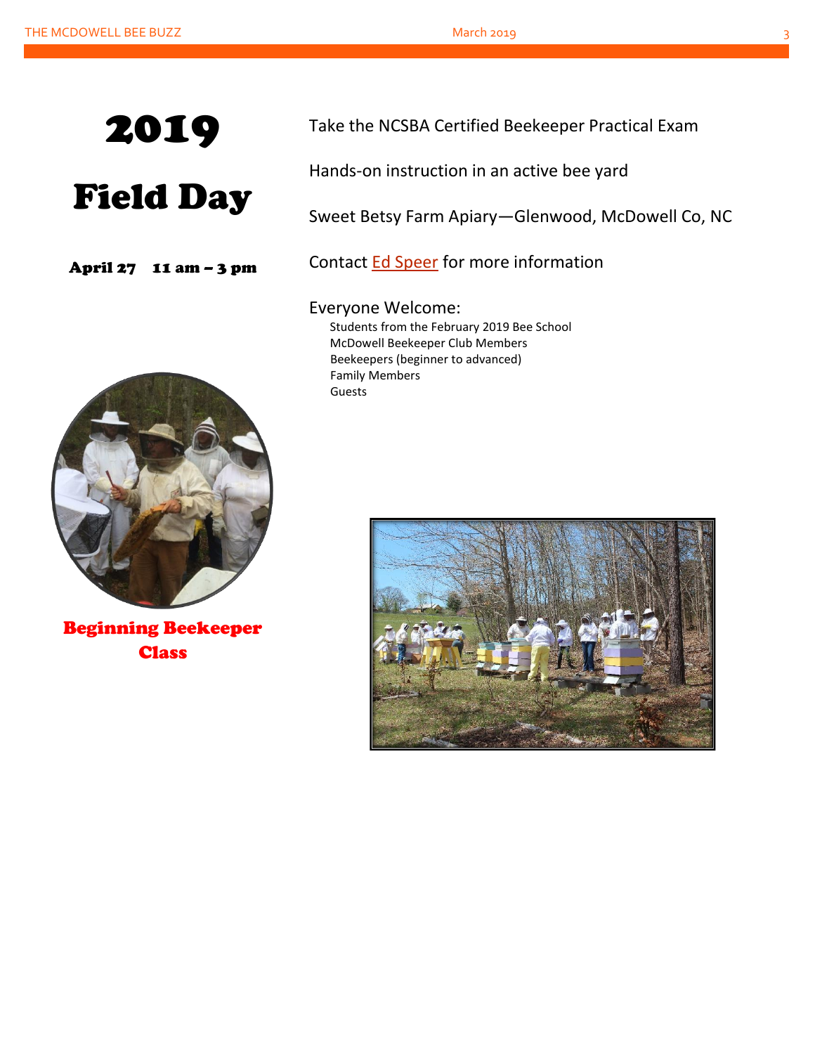# 2019 Field Day

**April 27 11 am – 3 pm**

Take the NCSBA Certified Beekeeper Practical Exam

Hands-on instruction in an active bee yard

Sweet Betsy Farm Apiary—Glenwood, McDowell Co, NC

Contact Ed Speer for more information

Everyone Welcome:

- Students from the February 2019 Bee School
- McDowell Beekeeper Club Members
- Beekeepers (beginner to advanced)
- Family Members
- Guests

**Beginning Beekeeper Class**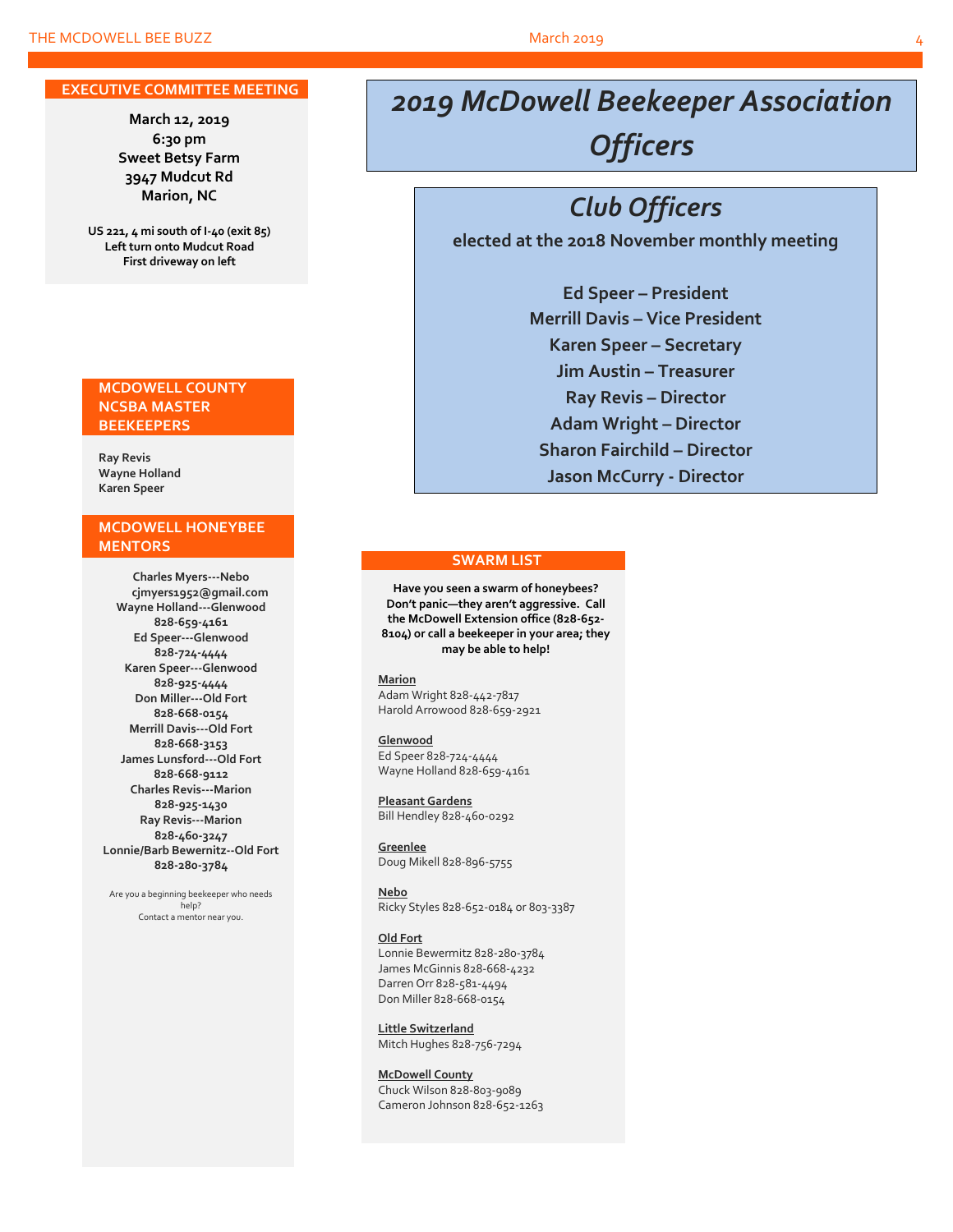## EXECUTIVE COMMITTEE MEETING

**March 12, 2019**
**6:30 pm**
**Sweet Betsy Farm**
**3947 Mudcut Rd**
**Marion, NC**

**US 221, 4 mi south of I-40 (exit 85)**
**Left turn onto Mudcut Road**
**First driveway on left**

## MCDOWELL COUNTY NCSBA MASTER BEEKEEPERS

**Ray Revis**
**Wayne Holland**
**Karen Speer**

## MCDOWELL HONEYBEE MENTORS

**Charles Myers---Nebo**
**cjmyers1952@gmail.com**
**Wayne Holland---Glenwood**
**828-659-4161**
**Ed Speer---Glenwood**
**828-724-4444**
**Karen Speer---Glenwood**
**828-925-4444**
**Don Miller---Old Fort**
**828-668-0154**
**Merrill Davis---Old Fort**
**828-668-3153**
**James Lunsford---Old Fort**
**828-668-9112**
**Charles Revis---Marion**
**828-925-1430**
**Ray Revis---Marion**
**828-460-3247**
**Lonnie/Barb Bewernitz--Old Fort**
**828-280-3784**

Are you a beginning beekeeper who needs help?
Contact a mentor near you.

# *2019 McDowell Beekeeper Association Officers*

## *Club Officers*

**elected at the 2018 November monthly meeting**

**Ed Speer – President**
**Merrill Davis – Vice President**
**Karen Speer – Secretary**
**Jim Austin – Treasurer**
**Ray Revis – Director**
**Adam Wright – Director**
**Sharon Fairchild – Director**
**Jason McCurry - Director**

## SWARM LIST

**Have you seen a swarm of honeybees? Don't panic—they aren't aggressive. Call the McDowell Extension office (828-652-8104) or call a beekeeper in your area; they may be able to help!**

**Marion**
Adam Wright 828-442-7817
Harold Arrowood 828-659-2921

**Glenwood**
Ed Speer 828-724-4444
Wayne Holland 828-659-4161

**Pleasant Gardens**
Bill Hendley 828-460-0292

**Greenlee**
Doug Mikell 828-896-5755

**Nebo**
Ricky Styles 828-652-0184 or 803-3387

**Old Fort**
Lonnie Bewermitz 828-280-3784
James McGinnis 828-668-4232
Darren Orr 828-581-4494
Don Miller 828-668-0154

**Little Switzerland**
Mitch Hughes 828-756-7294

**McDowell County**
Chuck Wilson 828-803-9089
Cameron Johnson 828-652-1263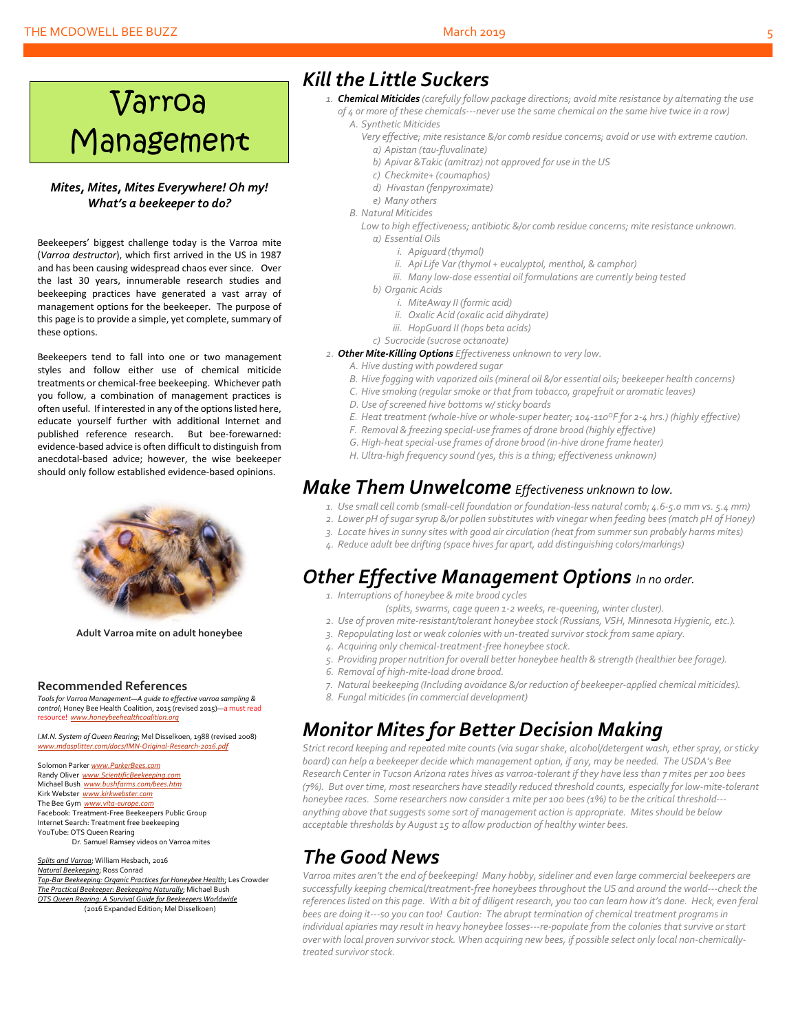# Varroa Management

***Mites, Mites, Mites Everywhere! Oh my! What's a beekeeper to do?***

Beekeepers' biggest challenge today is the Varroa mite (*Varroa destructor*), which first arrived in the US in 1987 and has been causing widespread chaos ever since. Over the last 30 years, innumerable research studies and beekeeping practices have generated a vast array of management options for the beekeeper. The purpose of this page is to provide a simple, yet complete, summary of these options.

Beekeepers tend to fall into one or two management styles and follow either use of chemical miticide treatments or chemical-free beekeeping. Whichever path you follow, a combination of management practices is often useful. If interested in any of the options listed here, educate yourself further with additional Internet and published reference research. But bee-forewarned: evidence-based advice is often difficult to distinguish from anecdotal-based advice; however, the wise beekeeper should only follow established evidence-based opinions.

**Adult Varroa mite on adult honeybee**

### Recommended References

*Tools for Varroa Management—A guide to effective varroa sampling & control*; Honey Bee Health Coalition, 2015 (revised 2015)—a must read resource! *www.honeybeehealthcoalition.org*

*I.M.N. System of Queen Rearing*; Mel Disselkoen, 1988 (revised 2008) *www.mdasplitter.com/docs/IMN-Original-Research-2016.pdf*

Solomon Parker *www.ParkerBees.com*
Randy Oliver *www.ScientificBeekeeping.com*
Michael Bush *www.bushfarms.com/bees.htm*
Kirk Webster *www.kirkwebster.com*
The Bee Gym *www.vita-europe.com*
Facebook: Treatment-Free Beekeepers Public Group
Internet Search: Treatment free beekeeping
YouTube: OTS Queen Rearing
Dr. Samuel Ramsey videos on Varroa mites

*Splits and Varroa*; William Hesbach, 2016
*Natural Beekeeping*; Ross Conrad
*Top-Bar Beekeeping: Organic Practices for Honeybee Health*; Les Crowder
*The Practical Beekeeper: Beekeeping Naturally*; Michael Bush
*OTS Queen Rearing: A Survival Guide for Beekeepers Worldwide* (2016 Expanded Edition; Mel Disselkoen)

## Kill the Little Suckers

1. ***Chemical Miticides*** *(carefully follow package directions; avoid mite resistance by alternating the use of 4 or more of these chemicals---never use the same chemical on the same hive twice in a row)*
   - A. *Synthetic Miticides*
     *Very effective; mite resistance &/or comb residue concerns; avoid or use with extreme caution.*
     - a) *Apistan (tau-fluvalinate)*
     - b) *Apivar & Takic (amitraz) not approved for use in the US*
     - c) *Checkmite+ (coumaphos)*
     - d) *Hivastan (fenpyroximate)*
     - e) *Many others*
   - B. *Natural Miticides*
     *Low to high effectiveness; antibiotic &/or comb residue concerns; mite resistance unknown.*
     - a) *Essential Oils*
       - i. *Apiguard (thymol)*
       - ii. *Api Life Var (thymol + eucalyptol, menthol, & camphor)*
       - iii. *Many low-dose essential oil formulations are currently being tested*
     - b) *Organic Acids*
       - i. *MiteAway II (formic acid)*
       - ii. *Oxalic Acid (oxalic acid dihydrate)*
       - iii. *HopGuard II (hops beta acids)*
     - c) *Sucrocide (sucrose octanoate)*
2. ***Other Mite-Killing Options*** *Effectiveness unknown to very low.*
   - A. *Hive dusting with powdered sugar*
   - B. *Hive fogging with vaporized oils (mineral oil &/or essential oils; beekeeper health concerns)*
   - C. *Hive smoking (regular smoke or that from tobacco, grapefruit or aromatic leaves)*
   - D. *Use of screened hive bottoms w/ sticky boards*
   - E. *Heat treatment (whole-hive or whole-super heater; 104-110$^{0}$F for 2-4 hrs.) (highly effective)*
   - F. *Removal & freezing special-use frames of drone brood (highly effective)*
   - G. *High-heat special-use frames of drone brood (in-hive drone frame heater)*
   - H. *Ultra-high frequency sound (yes, this is a thing; effectiveness unknown)*

## Make Them Unwelcome *Effectiveness unknown to low.*

1. *Use small cell comb (small-cell foundation or foundation-less natural comb; 4.6-5.0 mm vs. 5.4 mm)*
2. *Lower pH of sugar syrup &/or pollen substitutes with vinegar when feeding bees (match pH of Honey)*
3. *Locate hives in sunny sites with good air circulation (heat from summer sun probably harms mites)*
4. *Reduce adult bee drifting (space hives far apart, add distinguishing colors/markings)*

## Other Effective Management Options *In no order.*

1. *Interruptions of honeybee & mite brood cycles (splits, swarms, cage queen 1-2 weeks, re-queening, winter cluster).*
2. *Use of proven mite-resistant/tolerant honeybee stock (Russians, VSH, Minnesota Hygienic, etc.).*
3. *Repopulating lost or weak colonies with un-treated survivor stock from same apiary.*
4. *Acquiring only chemical-treatment-free honeybee stock.*
5. *Providing proper nutrition for overall better honeybee health & strength (healthier bee forage).*
6. *Removal of high-mite-load drone brood.*
7. *Natural beekeeping (Including avoidance &/or reduction of beekeeper-applied chemical miticides).*
8. *Fungal miticides (in commercial development)*

## Monitor Mites for Better Decision Making

*Strict record keeping and repeated mite counts (via sugar shake, alcohol/detergent wash, ether spray, or sticky board) can help a beekeeper decide which management option, if any, may be needed. The USDA's Bee Research Center in Tucson Arizona rates hives as varroa-tolerant if they have less than 7 mites per 100 bees (7%). But over time, most researchers have steadily reduced threshold counts, especially for low-mite-tolerant honeybee races. Some researchers now consider 1 mite per 100 bees (1%) to be the critical threshold---anything above that suggests some sort of management action is appropriate. Mites should be below acceptable thresholds by August 15 to allow production of healthy winter bees.*

## The Good News

*Varroa mites aren't the end of beekeeping! Many hobby, sideliner and even large commercial beekeepers are successfully keeping chemical/treatment-free honeybees throughout the US and around the world---check the references listed on this page. With a bit of diligent research, you too can learn how it's done. Heck, even feral bees are doing it---so you can too! Caution: The abrupt termination of chemical treatment programs in individual apiaries may result in heavy honeybee losses---re-populate from the colonies that survive or start over with local proven survivor stock. When acquiring new bees, if possible select only local non-chemically-treated survivor stock.*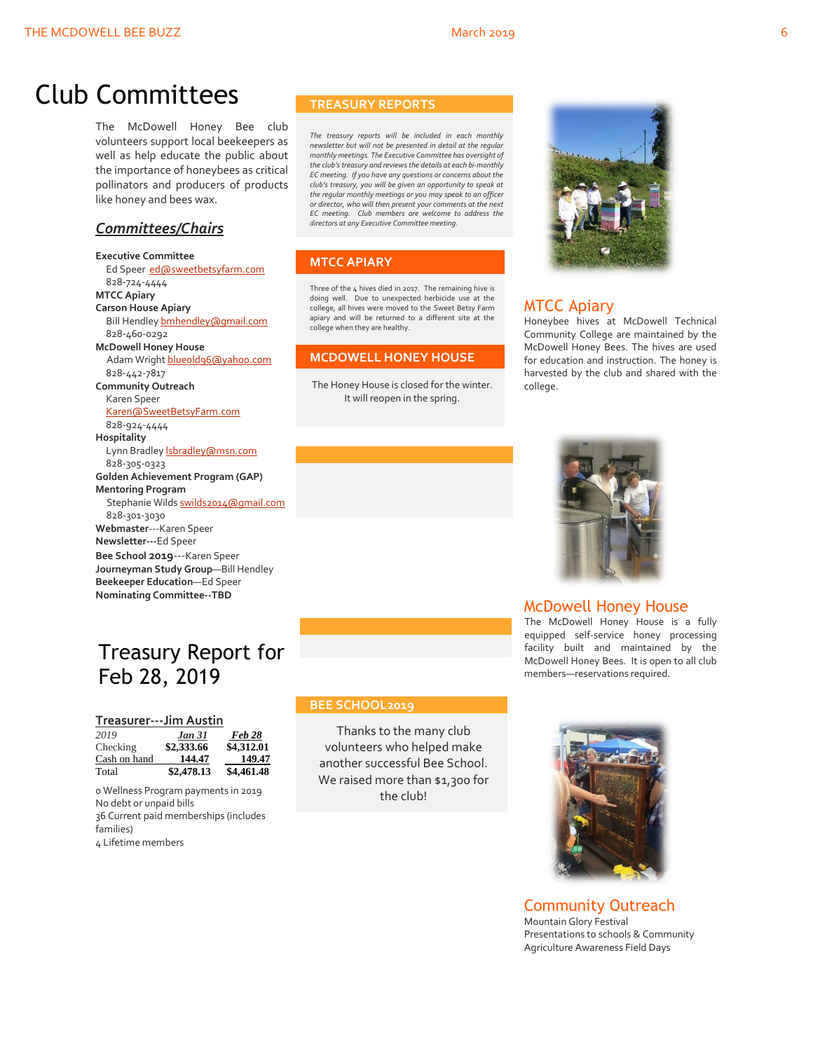# Club Committees

The McDowell Honey Bee club volunteers support local beekeepers as well as help educate the public about the importance of honeybees as critical pollinators and producers of products like honey and bees wax.

## *Committees/Chairs*

**Executive Committee**
Ed Speer ed@sweetbetsyfarm.com
828-724-4444
**MTCC Apiary**
**Carson House Apiary**
Bill Hendley bmhendley@gmail.com
828-460-0292
**McDowell Honey House**
Adam Wright blueold96@yahoo.com
828-442-7817
**Community Outreach**
Karen Speer
Karen@SweetBetsyFarm.com
828-924-4444
**Hospitality**
Lynn Bradley lsbradley@msn.com
828-305-0323
**Golden Achievement Program (GAP)**
**Mentoring Program**
Stephanie Wilds swilds2014@gmail.com
828-301-3030
**Webmaster**---Karen Speer
**Newsletter---**Ed Speer
**Bee School 2019**---Karen Speer
**Journeyman Study Group**—Bill Hendley
**Beekeeper Education**—Ed Speer
**Nominating Committee--TBD**

# Treasury Report for Feb 28, 2019

**Treasurer---Jim Austin**

| *2019* | *Jan 31* | *Feb 28* |
|---|---|---|
| Checking | $2,333.66 | $4,312.01 |
| Cash on hand | 144.47 | 149.47 |
| Total | $2,478.13 | $4,461.48 |

0 Wellness Program payments in 2019
No debt or unpaid bills
36 Current paid memberships (includes families)
4 Lifetime members

## TREASURY REPORTS

*The treasury reports will be included in each monthly newsletter but will not be presented in detail at the regular monthly meetings. The Executive Committee has oversight of the club's treasury and reviews the details at each bi-monthly EC meeting. If you have any questions or concerns about the club's treasury, you will be given an opportunity to speak at the regular monthly meetings or you may speak to an officer or director, who will then present your comments at the next EC meeting. Club members are welcome to address the directors at any Executive Committee meeting.*

## MTCC APIARY

Three of the 4 hives died in 2017. The remaining hive is doing well. Due to unexpected herbicide use at the college, all hives were moved to the Sweet Betsy Farm apiary and will be returned to a different site at the college when they are healthy.

## MCDOWELL HONEY HOUSE

The Honey House is closed for the winter. It will reopen in the spring.

## BEE SCHOOL2019

Thanks to the many club volunteers who helped make another successful Bee School. We raised more than $1,300 for the club!

## MTCC Apiary

Honeybee hives at McDowell Technical Community College are maintained by the McDowell Honey Bees. The hives are used for education and instruction. The honey is harvested by the club and shared with the college.

## McDowell Honey House

The McDowell Honey House is a fully equipped self-service honey processing facility built and maintained by the McDowell Honey Bees. It is open to all club members—reservations required.

## Community Outreach

Mountain Glory Festival
Presentations to schools & Community Agriculture Awareness Field Days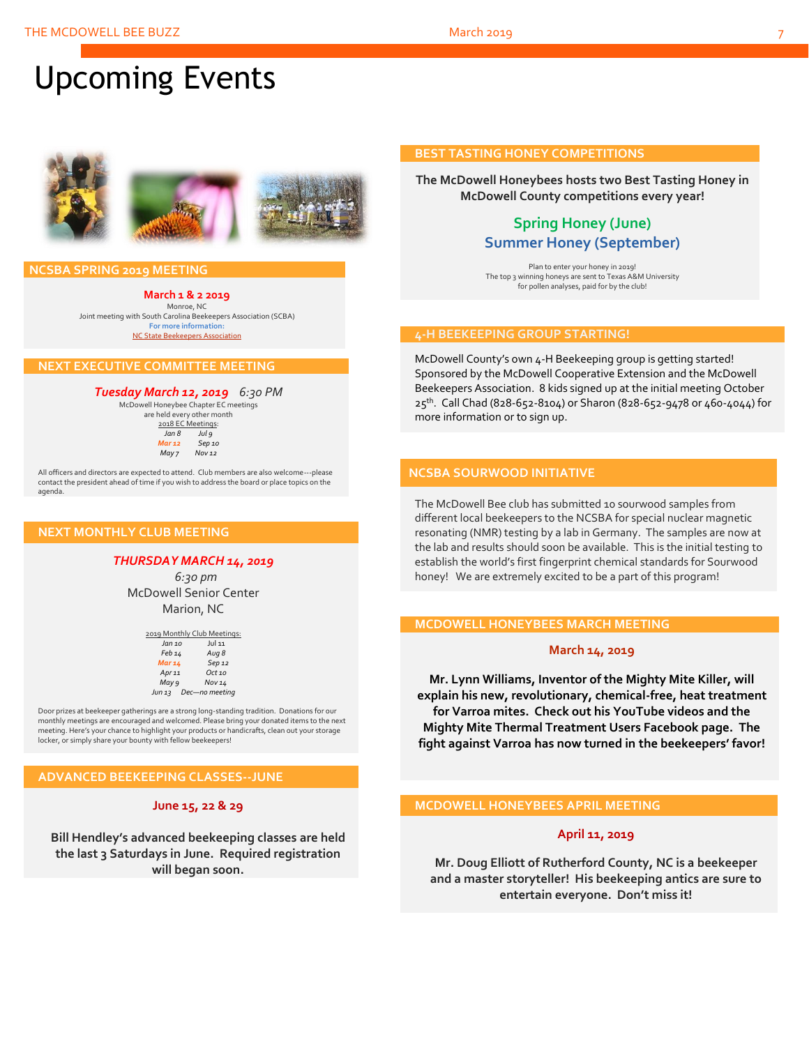# Upcoming Events

## NCSBA SPRING 2019 MEETING

**March 1 & 2 2019**

Monroe, NC

Joint meeting with South Carolina Beekeepers Association (SCBA)

For more information:

NC State Beekeepers Association

## NEXT EXECUTIVE COMMITTEE MEETING

***Tuesday March 12, 2019*** *6:30 PM*

McDowell Honeybee Chapter EC meetings are held every other month

2018 EC Meetings:

| | |
|---|---|
| *Jan 8* | *Jul 9* |
| *Mar 12* | *Sep 10* |
| *May 7* | *Nov 12* |

All officers and directors are expected to attend. Club members are also welcome---please contact the president ahead of time if you wish to address the board or place topics on the agenda.

## NEXT MONTHLY CLUB MEETING

***THURSDAY MARCH 14, 2019***

*6:30 pm*

McDowell Senior Center

Marion, NC

2019 Monthly Club Meetings:

| | |
|---|---|
| *Jan 10* | *Jul 11* |
| *Feb 14* | *Aug 8* |
| *Mar 14* | *Sep 12* |
| *Apr 11* | *Oct 10* |
| *May 9* | *Nov 14* |
| *Jun 13* | *Dec—no meeting* |

Door prizes at beekeeper gatherings are a strong long-standing tradition. Donations for our monthly meetings are encouraged and welcomed. Please bring your donated items to the next meeting. Here's your chance to highlight your products or handicrafts, clean out your storage locker, or simply share your bounty with fellow beekeepers!

## ADVANCED BEEKEEPING CLASSES--JUNE

**June 15, 22 & 29**

**Bill Hendley's advanced beekeeping classes are held the last 3 Saturdays in June. Required registration will began soon.**

## BEST TASTING HONEY COMPETITIONS

**The McDowell Honeybees hosts two Best Tasting Honey in McDowell County competitions every year!**

**Spring Honey (June)**

**Summer Honey (September)**

Plan to enter your honey in 2019!

The top 3 winning honeys are sent to Texas A&M University for pollen analyses, paid for by the club!

## 4-H BEEKEEPING GROUP STARTING!

McDowell County's own 4-H Beekeeping group is getting started! Sponsored by the McDowell Cooperative Extension and the McDowell Beekeepers Association. 8 kids signed up at the initial meeting October 25th. Call Chad (828-652-8104) or Sharon (828-652-9478 or 460-4044) for more information or to sign up.

## NCSBA SOURWOOD INITIATIVE

The McDowell Bee club has submitted 10 sourwood samples from different local beekeepers to the NCSBA for special nuclear magnetic resonating (NMR) testing by a lab in Germany. The samples are now at the lab and results should soon be available. This is the initial testing to establish the world's first fingerprint chemical standards for Sourwood honey! We are extremely excited to be a part of this program!

## MCDOWELL HONEYBEES MARCH MEETING

**March 14, 2019**

**Mr. Lynn Williams, Inventor of the Mighty Mite Killer, will explain his new, revolutionary, chemical-free, heat treatment for Varroa mites. Check out his YouTube videos and the Mighty Mite Thermal Treatment Users Facebook page. The fight against Varroa has now turned in the beekeepers' favor!**

## MCDOWELL HONEYBEES APRIL MEETING

**April 11, 2019**

**Mr. Doug Elliott of Rutherford County, NC is a beekeeper and a master storyteller! His beekeeping antics are sure to entertain everyone. Don't miss it!**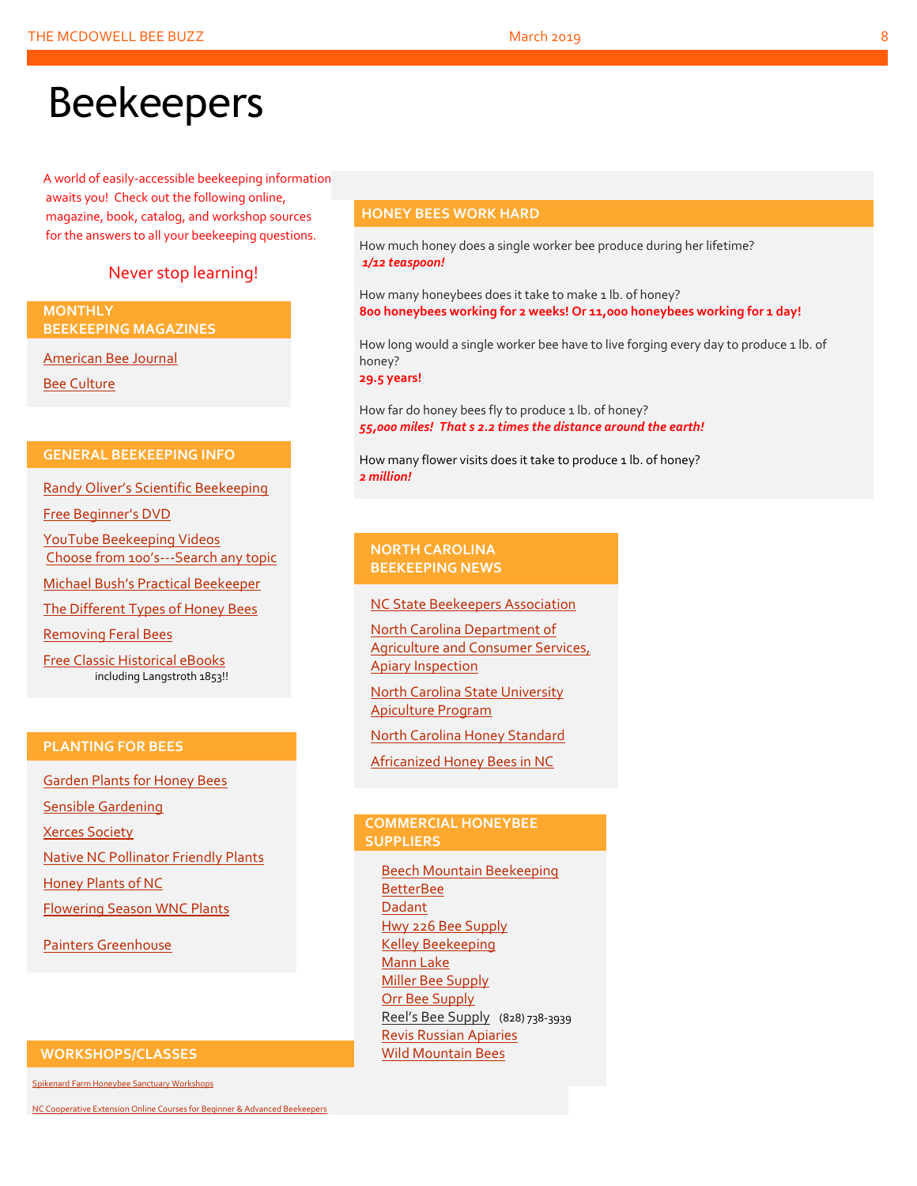# Beekeepers

A world of easily-accessible beekeeping information awaits you! Check out the following online, magazine, book, catalog, and workshop sources for the answers to all your beekeeping questions.

Never stop learning!

## MONTHLY BEEKEEPING MAGAZINES

American Bee Journal

Bee Culture

## GENERAL BEEKEEPING INFO

Randy Oliver's Scientific Beekeeping

Free Beginner's DVD

YouTube Beekeeping Videos
Choose from 100's---Search any topic

Michael Bush's Practical Beekeeper

The Different Types of Honey Bees

Removing Feral Bees

Free Classic Historical eBooks
including Langstroth 1853!!

## PLANTING FOR BEES

Garden Plants for Honey Bees

Sensible Gardening

Xerces Society

Native NC Pollinator Friendly Plants

Honey Plants of NC

Flowering Season WNC Plants

Painters Greenhouse

## WORKSHOPS/CLASSES

Spikenard Farm Honeybee Sanctuary Workshops

NC Cooperative Extension Online Courses for Beginner & Advanced Beekeepers

## HONEY BEES WORK HARD

How much honey does a single worker bee produce during her lifetime?
***1/12 teaspoon!***

How many honeybees does it take to make 1 lb. of honey?
**800 honeybees working for 2 weeks! Or 11,000 honeybees working for 1 day!**

How long would a single worker bee have to live forging every day to produce 1 lb. of honey?
**29.5 years!**

How far do honey bees fly to produce 1 lb. of honey?
***55,000 miles! That s 2.2 times the distance around the earth!***

How many flower visits does it take to produce 1 lb. of honey?
***2 million!***

## NORTH CAROLINA BEEKEEPING NEWS

NC State Beekeepers Association

North Carolina Department of Agriculture and Consumer Services, Apiary Inspection

North Carolina State University Apiculture Program

North Carolina Honey Standard

Africanized Honey Bees in NC

## COMMERCIAL HONEYBEE SUPPLIERS

Beech Mountain Beekeeping
BetterBee
Dadant
Hwy 226 Bee Supply
Kelley Beekeeping
Mann Lake
Miller Bee Supply
Orr Bee Supply
Reel's Bee Supply (828) 738-3939
Revis Russian Apiaries
Wild Mountain Bees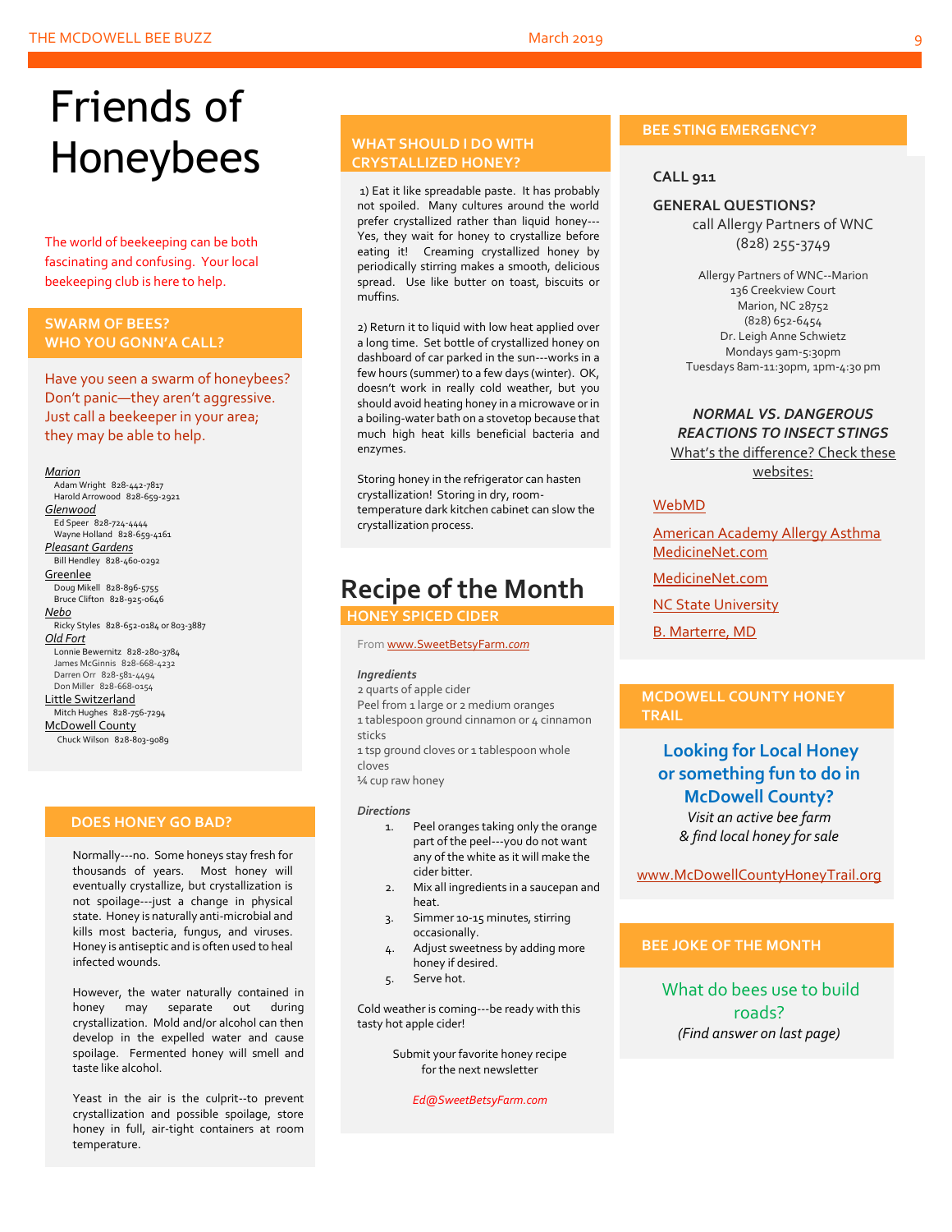# Friends of Honeybees

The world of beekeeping can be both fascinating and confusing. Your local beekeeping club is here to help.

## SWARM OF BEES? WHO YOU GONN'A CALL?

Have you seen a swarm of honeybees? Don't panic—they aren't aggressive. Just call a beekeeper in your area; they may be able to help.

*Marion*
- Adam Wright 828-442-7817
- Harold Arrowood 828-659-2921

*Glenwood*
- Ed Speer 828-724-4444
- Wayne Holland 828-659-4161

*Pleasant Gardens*
- Bill Hendley 828-460-0292

Greenlee
- Doug Mikell 828-896-5755
- Bruce Clifton 828-925-0646

*Nebo*
- Ricky Styles 828-652-0184 or 803-3887

*Old Fort*
- Lonnie Bewernitz 828-280-3784
- James McGinnis 828-668-4232
- Darren Orr 828-581-4494
- Don Miller 828-668-0154

Little Switzerland
- Mitch Hughes 828-756-7294

McDowell County
- Chuck Wilson 828-803-9089

## DOES HONEY GO BAD?

Normally---no. Some honeys stay fresh for thousands of years. Most honey will eventually crystallize, but crystallization is not spoilage---just a change in physical state. Honey is naturally anti-microbial and kills most bacteria, fungus, and viruses. Honey is antiseptic and is often used to heal infected wounds.

However, the water naturally contained in honey may separate out during crystallization. Mold and/or alcohol can then develop in the expelled water and cause spoilage. Fermented honey will smell and taste like alcohol.

Yeast in the air is the culprit--to prevent crystallization and possible spoilage, store honey in full, air-tight containers at room temperature.

## WHAT SHOULD I DO WITH CRYSTALLIZED HONEY?

1) Eat it like spreadable paste. It has probably not spoiled. Many cultures around the world prefer crystallized rather than liquid honey---Yes, they wait for honey to crystallize before eating it! Creaming crystallized honey by periodically stirring makes a smooth, delicious spread. Use like butter on toast, biscuits or muffins.

2) Return it to liquid with low heat applied over a long time. Set bottle of crystallized honey on dashboard of car parked in the sun---works in a few hours (summer) to a few days (winter). OK, doesn't work in really cold weather, but you should avoid heating honey in a microwave or in a boiling-water bath on a stovetop because that much high heat kills beneficial bacteria and enzymes.

Storing honey in the refrigerator can hasten crystallization! Storing in dry, room-temperature dark kitchen cabinet can slow the crystallization process.

# Recipe of the Month

## HONEY SPICED CIDER

From www.SweetBetsyFarm.com

*Ingredients*

2 quarts of apple cider
Peel from 1 large or 2 medium oranges
1 tablespoon ground cinnamon or 4 cinnamon sticks
1 tsp ground cloves or 1 tablespoon whole cloves
¼ cup raw honey

*Directions*

1. Peel oranges taking only the orange part of the peel---you do not want any of the white as it will make the cider bitter.
2. Mix all ingredients in a saucepan and heat.
3. Simmer 10-15 minutes, stirring occasionally.
4. Adjust sweetness by adding more honey if desired.
5. Serve hot.

Cold weather is coming---be ready with this tasty hot apple cider!

Submit your favorite honey recipe for the next newsletter

*Ed@SweetBetsyFarm.com*

## BEE STING EMERGENCY?

**CALL 911**

**GENERAL QUESTIONS?**
call Allergy Partners of WNC
(828) 255-3749

Allergy Partners of WNC--Marion
136 Creekview Court
Marion, NC 28752
(828) 652-6454
Dr. Leigh Anne Schwietz
Mondays 9am-5:30pm
Tuesdays 8am-11:30pm, 1pm-4:30 pm

***NORMAL VS. DANGEROUS REACTIONS TO INSECT STINGS***
What's the difference? Check these websites:

WebMD

American Academy Allergy Asthma MedicineNet.com

MedicineNet.com

NC State University

B. Marterre, MD

## MCDOWELL COUNTY HONEY TRAIL

**Looking for Local Honey or something fun to do in McDowell County?**
*Visit an active bee farm & find local honey for sale*

www.McDowellCountyHoneyTrail.org

## BEE JOKE OF THE MONTH

What do bees use to build roads?
*(Find answer on last page)*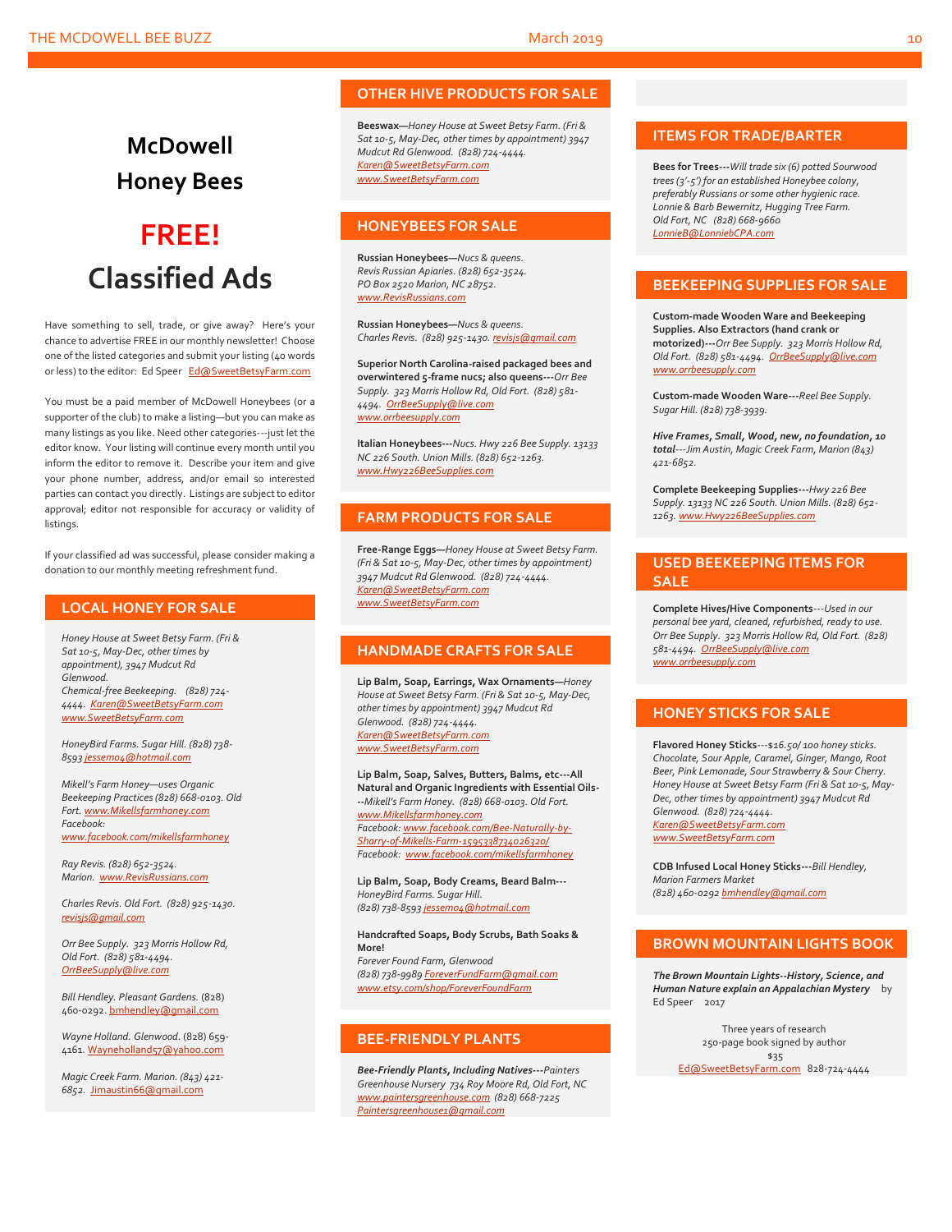# McDowell Honey Bees

# FREE! Classified Ads

Have something to sell, trade, or give away? Here's your chance to advertise FREE in our monthly newsletter! Choose one of the listed categories and submit your listing (40 words or less) to the editor: Ed Speer Ed@SweetBetsyFarm.com

You must be a paid member of McDowell Honeybees (or a supporter of the club) to make a listing—but you can make as many listings as you like. Need other categories---just let the editor know. Your listing will continue every month until you inform the editor to remove it. Describe your item and give your phone number, address, and/or email so interested parties can contact you directly. Listings are subject to editor approval; editor not responsible for accuracy or validity of listings.

If your classified ad was successful, please consider making a donation to our monthly meeting refreshment fund.

## LOCAL HONEY FOR SALE

*Honey House at Sweet Betsy Farm. (Fri & Sat 10-5, May-Dec, other times by appointment), 3947 Mudcut Rd Glenwood. Chemical-free Beekeeping. (828) 724-4444. Karen@SweetBetsyFarm.com www.SweetBetsyFarm.com*

*HoneyBird Farms. Sugar Hill. (828) 738-8593 jessem04@hotmail.com*

*Mikell's Farm Honey—uses Organic Beekeeping Practices (828) 668-0103. Old Fort. www.Mikellsfarmhoney.com Facebook: www.facebook.com/mikellsfarmhoney*

*Ray Revis. (828) 652-3524. Marion. www.RevisRussians.com*

*Charles Revis. Old Fort. (828) 925-1430. revisjs@gmail.com*

*Orr Bee Supply. 323 Morris Hollow Rd, Old Fort. (828) 581-4494. OrrBeeSupply@live.com*

*Bill Hendley. Pleasant Gardens.* (828) 460-0292. bmhendley@gmail.com

*Wayne Holland. Glenwood.* (828) 659-4161. Wayneholland57@yahoo.com

*Magic Creek Farm. Marion. (843) 421-6852.* Jimaustin66@gmail.com

## OTHER HIVE PRODUCTS FOR SALE

**Beeswax—***Honey House at Sweet Betsy Farm. (Fri & Sat 10-5, May-Dec, other times by appointment) 3947 Mudcut Rd Glenwood. (828) 724-4444. Karen@SweetBetsyFarm.com www.SweetBetsyFarm.com*

## HONEYBEES FOR SALE

**Russian Honeybees—***Nucs & queens. Revis Russian Apiaries. (828) 652-3524. PO Box 2520 Marion, NC 28752. www.RevisRussians.com*

**Russian Honeybees—***Nucs & queens. Charles Revis. (828) 925-1430. revisjs@gmail.com*

**Superior North Carolina-raised packaged bees and overwintered 5-frame nucs; also queens---***Orr Bee Supply. 323 Morris Hollow Rd, Old Fort. (828) 581-4494. OrrBeeSupply@live.com www.orrbeesupply.com*

**Italian Honeybees---***Nucs. Hwy 226 Bee Supply. 13133 NC 226 South. Union Mills. (828) 652-1263. www.Hwy226BeeSupplies.com*

## FARM PRODUCTS FOR SALE

**Free-Range Eggs—***Honey House at Sweet Betsy Farm. (Fri & Sat 10-5, May-Dec, other times by appointment) 3947 Mudcut Rd Glenwood. (828) 724-4444. Karen@SweetBetsyFarm.com www.SweetBetsyFarm.com*

## HANDMADE CRAFTS FOR SALE

**Lip Balm, Soap, Earrings, Wax Ornaments—***Honey House at Sweet Betsy Farm. (Fri & Sat 10-5, May-Dec, other times by appointment) 3947 Mudcut Rd Glenwood. (828) 724-4444. Karen@SweetBetsyFarm.com www.SweetBetsyFarm.com*

**Lip Balm, Soap, Salves, Butters, Balms, etc---All Natural and Organic Ingredients with Essential Oils---***Mikell's Farm Honey. (828) 668-0103. Old Fort. www.Mikellsfarmhoney.com Facebook: www.facebook.com/Bee-Naturally-by-Sharry-of-Mikells-Farm-1595338734026320/ Facebook: www.facebook.com/mikellsfarmhoney*

**Lip Balm, Soap, Body Creams, Beard Balm---** *HoneyBird Farms. Sugar Hill. (828) 738-8593 jessem04@hotmail.com*

**Handcrafted Soaps, Body Scrubs, Bath Soaks & More!** *Forever Found Farm, Glenwood (828) 738-9989 ForeverFundFarm@gmail.com www.etsy.com/shop/ForeverFoundFarm*

## BEE-FRIENDLY PLANTS

***Bee-Friendly Plants, Including Natives---****Painters Greenhouse Nursery 734 Roy Moore Rd, Old Fort, NC www.paintersgreenhouse.com (828) 668-7225 Paintersgreenhouse1@gmail.com*

## ITEMS FOR TRADE/BARTER

**Bees for Trees---***Will trade six (6) potted Sourwood trees (3'-5') for an established Honeybee colony, preferably Russians or some other hygienic race. Lonnie & Barb Bewernitz, Hugging Tree Farm. Old Fort, NC (828) 668-9660 LonnieB@LonniebCPA.com*

## BEEKEEPING SUPPLIES FOR SALE

**Custom-made Wooden Ware and Beekeeping Supplies. Also Extractors (hand crank or motorized)---***Orr Bee Supply. 323 Morris Hollow Rd, Old Fort. (828) 581-4494. OrrBeeSupply@live.com www.orrbeesupply.com*

**Custom-made Wooden Ware---***Reel Bee Supply. Sugar Hill. (828) 738-3939.*

***Hive Frames, Small, Wood, new, no foundation, 10 total****---Jim Austin, Magic Creek Farm, Marion (843) 421-6852.*

**Complete Beekeeping Supplies---***Hwy 226 Bee Supply. 13133 NC 226 South. Union Mills. (828) 652-1263. www.Hwy226BeeSupplies.com*

## USED BEEKEEPING ITEMS FOR SALE

**Complete Hives/Hive Components***---Used in our personal bee yard, cleaned, refurbished, ready to use. Orr Bee Supply. 323 Morris Hollow Rd, Old Fort. (828) 581-4494. OrrBeeSupply@live.com www.orrbeesupply.com*

## HONEY STICKS FOR SALE

**Flavored Honey Sticks***---$16.50/ 100 honey sticks. Chocolate, Sour Apple, Caramel, Ginger, Mango, Root Beer, Pink Lemonade, Sour Strawberry & Sour Cherry. Honey House at Sweet Betsy Farm (Fri & Sat 10-5, May-Dec, other times by appointment) 3947 Mudcut Rd Glenwood. (828) 724-4444. Karen@SweetBetsyFarm.com www.SweetBetsyFarm.com*

**CDB Infused Local Honey Sticks---***Bill Hendley, Marion Farmers Market (828) 460-0292 bmhendley@gmail.com*

## BROWN MOUNTAIN LIGHTS BOOK

***The Brown Mountain Lights--History, Science, and Human Nature explain an Appalachian Mystery*** by Ed Speer 2017

Three years of research
250-page book signed by author
$35
Ed@SweetBetsyFarm.com 828-724-4444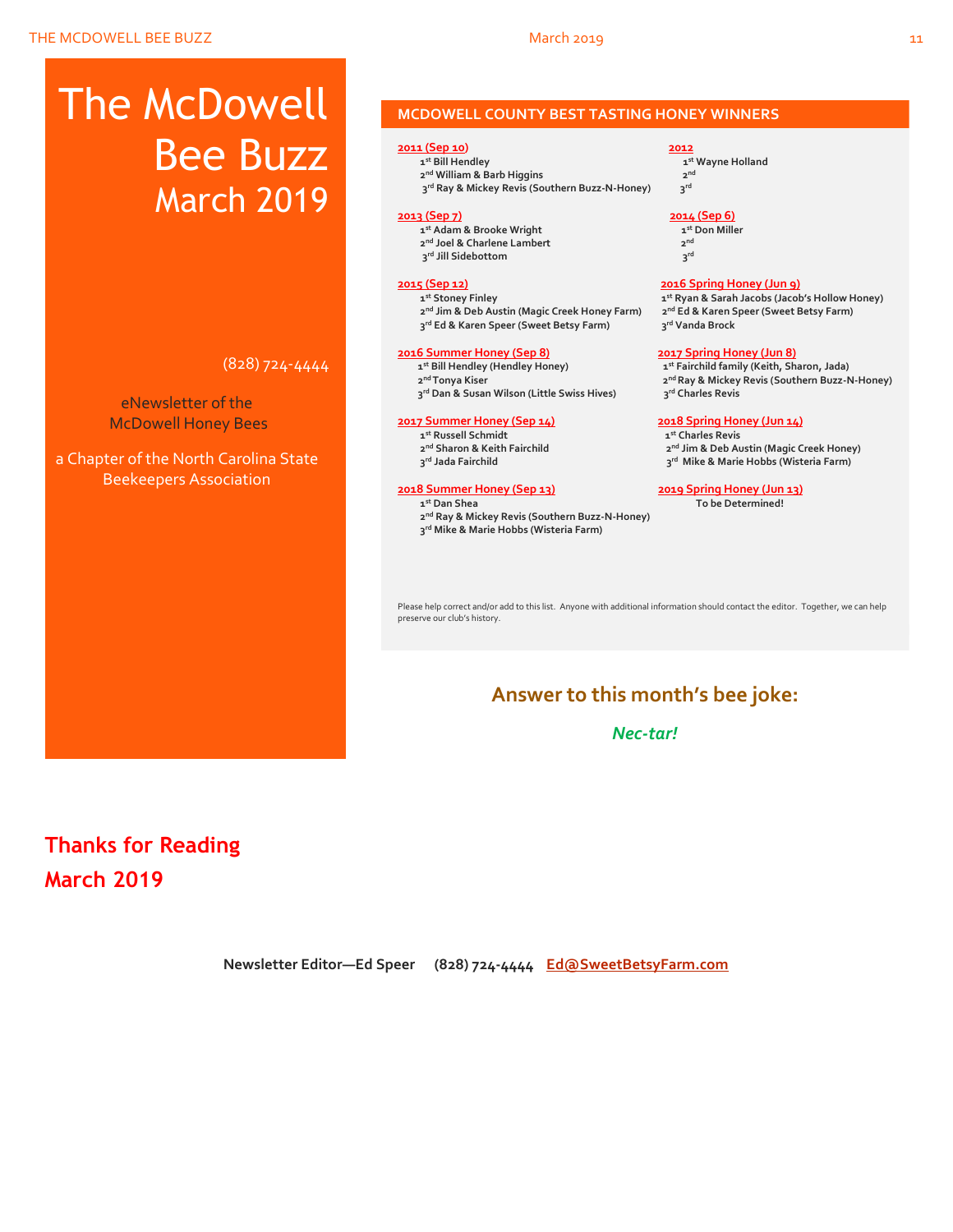# The McDowell Bee Buzz
## March 2019

(828) 724-4444

eNewsletter of the McDowell Honey Bees

a Chapter of the North Carolina State Beekeepers Association

## MCDOWELL COUNTY BEST TASTING HONEY WINNERS

**2011 (Sep 10)**
- 1st Bill Hendley
- 2nd William & Barb Higgins
- 3rd Ray & Mickey Revis (Southern Buzz-N-Honey)

**2012**
- 1st Wayne Holland
- 2nd
- 3rd

**2013 (Sep 7)**
- 1st Adam & Brooke Wright
- 2nd Joel & Charlene Lambert
- 3rd Jill Sidebottom

**2014 (Sep 6)**
- 1st Don Miller
- 2nd
- 3rd

**2015 (Sep 12)**
- 1st Stoney Finley
- 2nd Jim & Deb Austin (Magic Creek Honey Farm)
- 3rd Ed & Karen Speer (Sweet Betsy Farm)

**2016 Spring Honey (Jun 9)**
- 1st Ryan & Sarah Jacobs (Jacob's Hollow Honey)
- 2nd Ed & Karen Speer (Sweet Betsy Farm)
- 3rd Vanda Brock

**2016 Summer Honey (Sep 8)**
- 1st Bill Hendley (Hendley Honey)
- 2nd Tonya Kiser
- 3rd Dan & Susan Wilson (Little Swiss Hives)

**2017 Spring Honey (Jun 8)**
- 1st Fairchild family (Keith, Sharon, Jada)
- 2nd Ray & Mickey Revis (Southern Buzz-N-Honey)
- 3rd Charles Revis

**2017 Summer Honey (Sep 14)**
- 1st Russell Schmidt
- 2nd Sharon & Keith Fairchild
- 3rd Jada Fairchild

**2018 Spring Honey (Jun 14)**
- 1st Charles Revis
- 2nd Jim & Deb Austin (Magic Creek Honey)
- 3rd Mike & Marie Hobbs (Wisteria Farm)

**2018 Summer Honey (Sep 13)**
- 1st Dan Shea
- 2nd Ray & Mickey Revis (Southern Buzz-N-Honey)
- 3rd Mike & Marie Hobbs (Wisteria Farm)

**2019 Spring Honey (Jun 13)**

To be Determined!

Please help correct and/or add to this list. Anyone with additional information should contact the editor. Together, we can help preserve our club's history.

## Answer to this month's bee joke:

*Nec-tar!*

**Thanks for Reading**
**March 2019**

**Newsletter Editor—Ed Speer (828) 724-4444 Ed@SweetBetsyFarm.com**